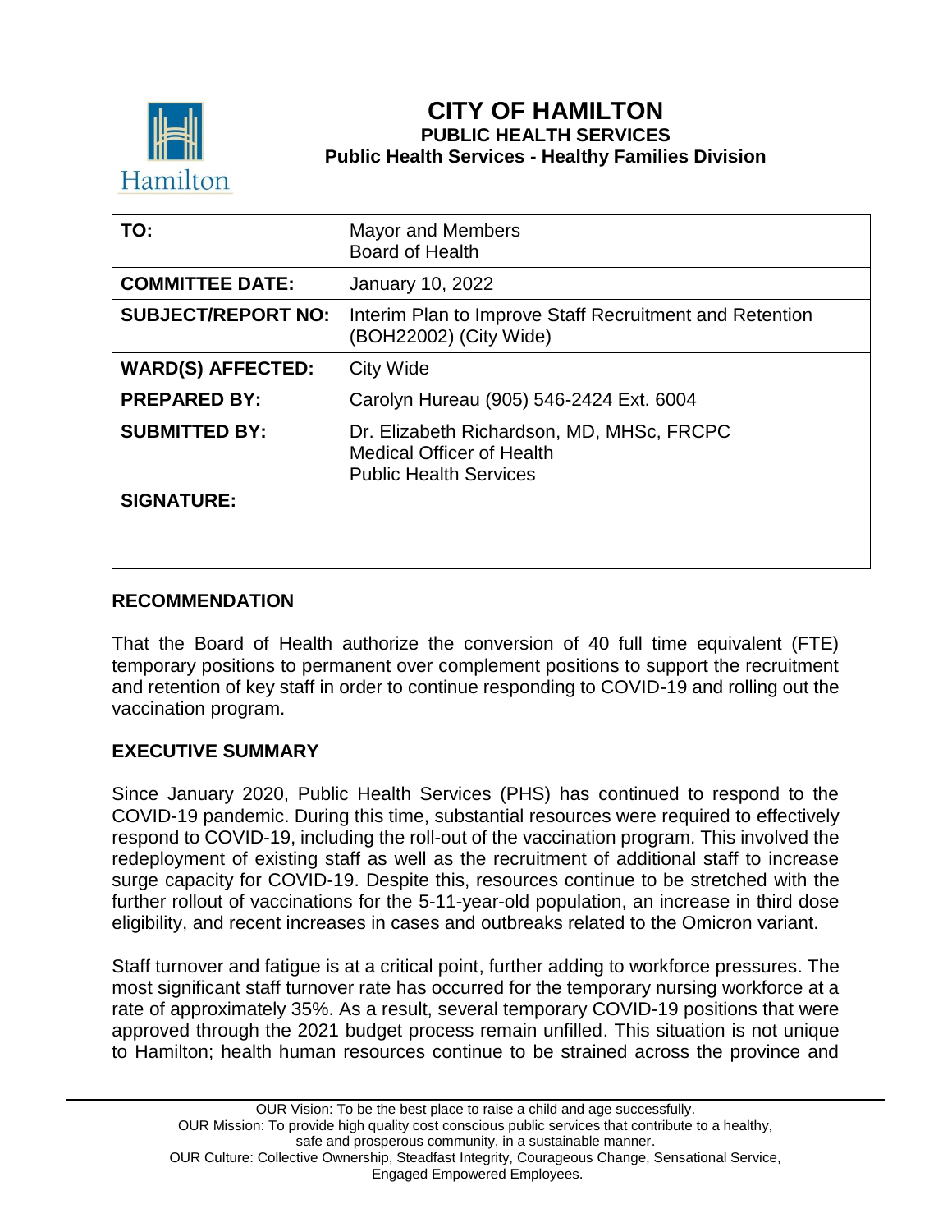# CITY OF HAMILTON

## PUBLIC HEALTH SERVICES

### Public Health Services - Healthy Families Division

| TO: | Mayor and Members<br>Board of Health |
|---|---|
| COMMITTEE DATE: | January 10, 2022 |
| SUBJECT/REPORT NO: | Interim Plan to Improve Staff Recruitment and Retention (BOH22002) (City Wide) |
| WARD(S) AFFECTED: | City Wide |
| PREPARED BY: | Carolyn Hureau (905) 546-2424 Ext. 6004 |
| SUBMITTED BY: | Dr. Elizabeth Richardson, MD, MHSc, FRCPC<br>Medical Officer of Health<br>Public Health Services |
| SIGNATURE: | |

## RECOMMENDATION

That the Board of Health authorize the conversion of 40 full time equivalent (FTE) temporary positions to permanent over complement positions to support the recruitment and retention of key staff in order to continue responding to COVID-19 and rolling out the vaccination program.

## EXECUTIVE SUMMARY

Since January 2020, Public Health Services (PHS) has continued to respond to the COVID-19 pandemic. During this time, substantial resources were required to effectively respond to COVID-19, including the roll-out of the vaccination program. This involved the redeployment of existing staff as well as the recruitment of additional staff to increase surge capacity for COVID-19. Despite this, resources continue to be stretched with the further rollout of vaccinations for the 5-11-year-old population, an increase in third dose eligibility, and recent increases in cases and outbreaks related to the Omicron variant.

Staff turnover and fatigue is at a critical point, further adding to workforce pressures. The most significant staff turnover rate has occurred for the temporary nursing workforce at a rate of approximately 35%. As a result, several temporary COVID-19 positions that were approved through the 2021 budget process remain unfilled. This situation is not unique to Hamilton; health human resources continue to be strained across the province and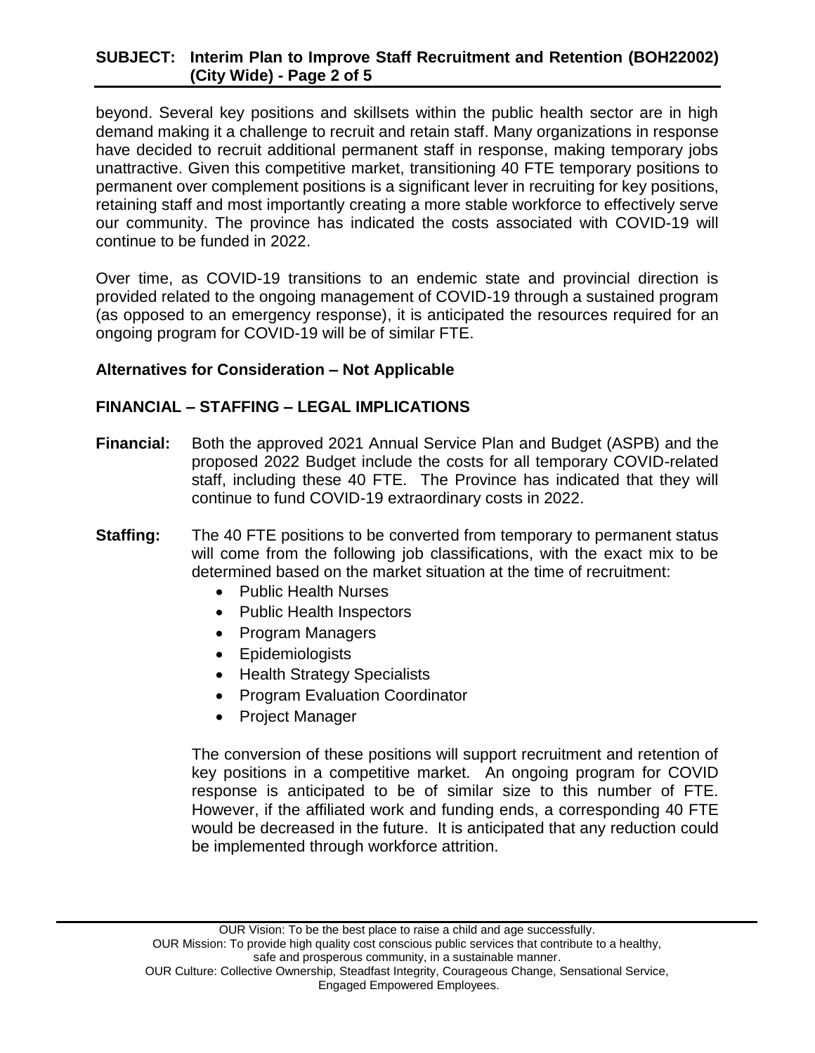beyond. Several key positions and skillsets within the public health sector are in high demand making it a challenge to recruit and retain staff. Many organizations in response have decided to recruit additional permanent staff in response, making temporary jobs unattractive. Given this competitive market, transitioning 40 FTE temporary positions to permanent over complement positions is a significant lever in recruiting for key positions, retaining staff and most importantly creating a more stable workforce to effectively serve our community. The province has indicated the costs associated with COVID-19 will continue to be funded in 2022.

Over time, as COVID-19 transitions to an endemic state and provincial direction is provided related to the ongoing management of COVID-19 through a sustained program (as opposed to an emergency response), it is anticipated the resources required for an ongoing program for COVID-19 will be of similar FTE.

**Alternatives for Consideration – Not Applicable**

**FINANCIAL – STAFFING – LEGAL IMPLICATIONS**

**Financial:** Both the approved 2021 Annual Service Plan and Budget (ASPB) and the proposed 2022 Budget include the costs for all temporary COVID-related staff, including these 40 FTE. The Province has indicated that they will continue to fund COVID-19 extraordinary costs in 2022.

**Staffing:** The 40 FTE positions to be converted from temporary to permanent status will come from the following job classifications, with the exact mix to be determined based on the market situation at the time of recruitment:

- Public Health Nurses
- Public Health Inspectors
- Program Managers
- Epidemiologists
- Health Strategy Specialists
- Program Evaluation Coordinator
- Project Manager

The conversion of these positions will support recruitment and retention of key positions in a competitive market. An ongoing program for COVID response is anticipated to be of similar size to this number of FTE. However, if the affiliated work and funding ends, a corresponding 40 FTE would be decreased in the future. It is anticipated that any reduction could be implemented through workforce attrition.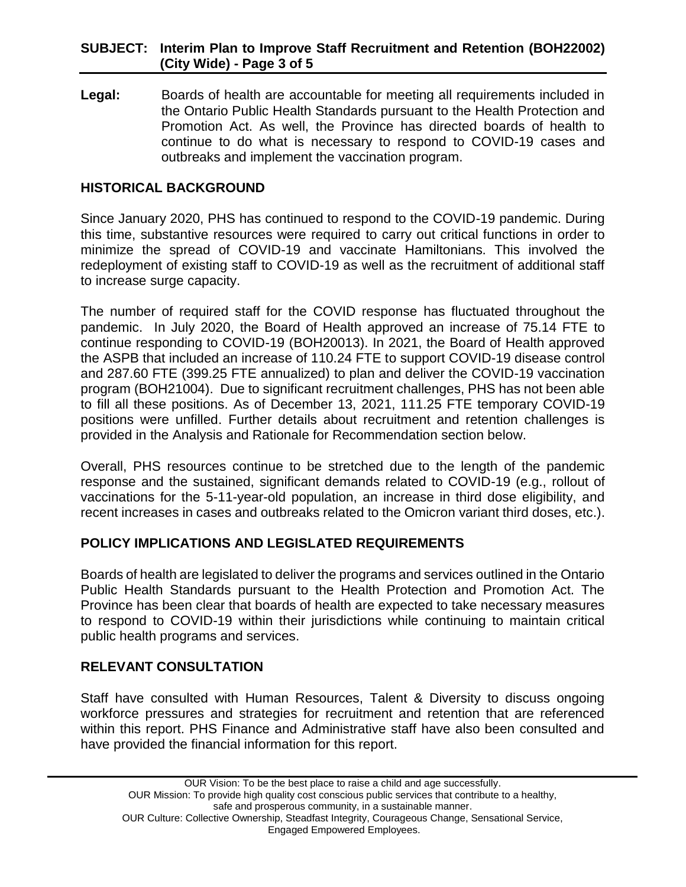**Legal:** Boards of health are accountable for meeting all requirements included in the Ontario Public Health Standards pursuant to the Health Protection and Promotion Act. As well, the Province has directed boards of health to continue to do what is necessary to respond to COVID-19 cases and outbreaks and implement the vaccination program.

## HISTORICAL BACKGROUND

Since January 2020, PHS has continued to respond to the COVID-19 pandemic. During this time, substantive resources were required to carry out critical functions in order to minimize the spread of COVID-19 and vaccinate Hamiltonians. This involved the redeployment of existing staff to COVID-19 as well as the recruitment of additional staff to increase surge capacity.

The number of required staff for the COVID response has fluctuated throughout the pandemic. In July 2020, the Board of Health approved an increase of 75.14 FTE to continue responding to COVID-19 (BOH20013). In 2021, the Board of Health approved the ASPB that included an increase of 110.24 FTE to support COVID-19 disease control and 287.60 FTE (399.25 FTE annualized) to plan and deliver the COVID-19 vaccination program (BOH21004). Due to significant recruitment challenges, PHS has not been able to fill all these positions. As of December 13, 2021, 111.25 FTE temporary COVID-19 positions were unfilled. Further details about recruitment and retention challenges is provided in the Analysis and Rationale for Recommendation section below.

Overall, PHS resources continue to be stretched due to the length of the pandemic response and the sustained, significant demands related to COVID-19 (e.g., rollout of vaccinations for the 5-11-year-old population, an increase in third dose eligibility, and recent increases in cases and outbreaks related to the Omicron variant third doses, etc.).

## POLICY IMPLICATIONS AND LEGISLATED REQUIREMENTS

Boards of health are legislated to deliver the programs and services outlined in the Ontario Public Health Standards pursuant to the Health Protection and Promotion Act. The Province has been clear that boards of health are expected to take necessary measures to respond to COVID-19 within their jurisdictions while continuing to maintain critical public health programs and services.

## RELEVANT CONSULTATION

Staff have consulted with Human Resources, Talent & Diversity to discuss ongoing workforce pressures and strategies for recruitment and retention that are referenced within this report. PHS Finance and Administrative staff have also been consulted and have provided the financial information for this report.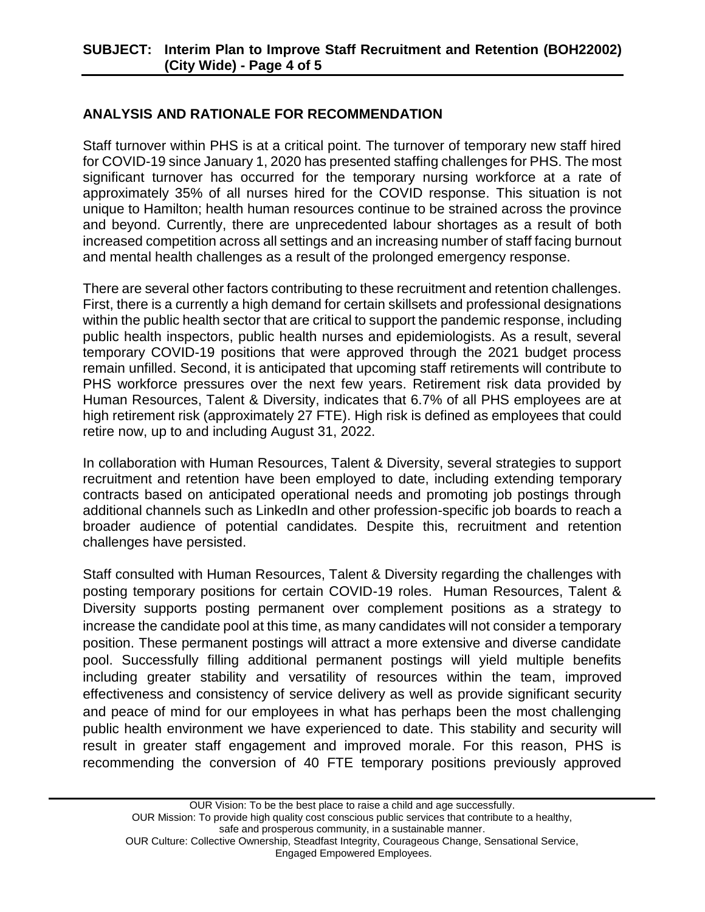## ANALYSIS AND RATIONALE FOR RECOMMENDATION

Staff turnover within PHS is at a critical point. The turnover of temporary new staff hired for COVID-19 since January 1, 2020 has presented staffing challenges for PHS. The most significant turnover has occurred for the temporary nursing workforce at a rate of approximately 35% of all nurses hired for the COVID response. This situation is not unique to Hamilton; health human resources continue to be strained across the province and beyond. Currently, there are unprecedented labour shortages as a result of both increased competition across all settings and an increasing number of staff facing burnout and mental health challenges as a result of the prolonged emergency response.

There are several other factors contributing to these recruitment and retention challenges. First, there is a currently a high demand for certain skillsets and professional designations within the public health sector that are critical to support the pandemic response, including public health inspectors, public health nurses and epidemiologists. As a result, several temporary COVID-19 positions that were approved through the 2021 budget process remain unfilled. Second, it is anticipated that upcoming staff retirements will contribute to PHS workforce pressures over the next few years. Retirement risk data provided by Human Resources, Talent & Diversity, indicates that 6.7% of all PHS employees are at high retirement risk (approximately 27 FTE). High risk is defined as employees that could retire now, up to and including August 31, 2022.

In collaboration with Human Resources, Talent & Diversity, several strategies to support recruitment and retention have been employed to date, including extending temporary contracts based on anticipated operational needs and promoting job postings through additional channels such as LinkedIn and other profession-specific job boards to reach a broader audience of potential candidates. Despite this, recruitment and retention challenges have persisted.

Staff consulted with Human Resources, Talent & Diversity regarding the challenges with posting temporary positions for certain COVID-19 roles. Human Resources, Talent & Diversity supports posting permanent over complement positions as a strategy to increase the candidate pool at this time, as many candidates will not consider a temporary position. These permanent postings will attract a more extensive and diverse candidate pool. Successfully filling additional permanent postings will yield multiple benefits including greater stability and versatility of resources within the team, improved effectiveness and consistency of service delivery as well as provide significant security and peace of mind for our employees in what has perhaps been the most challenging public health environment we have experienced to date. This stability and security will result in greater staff engagement and improved morale. For this reason, PHS is recommending the conversion of 40 FTE temporary positions previously approved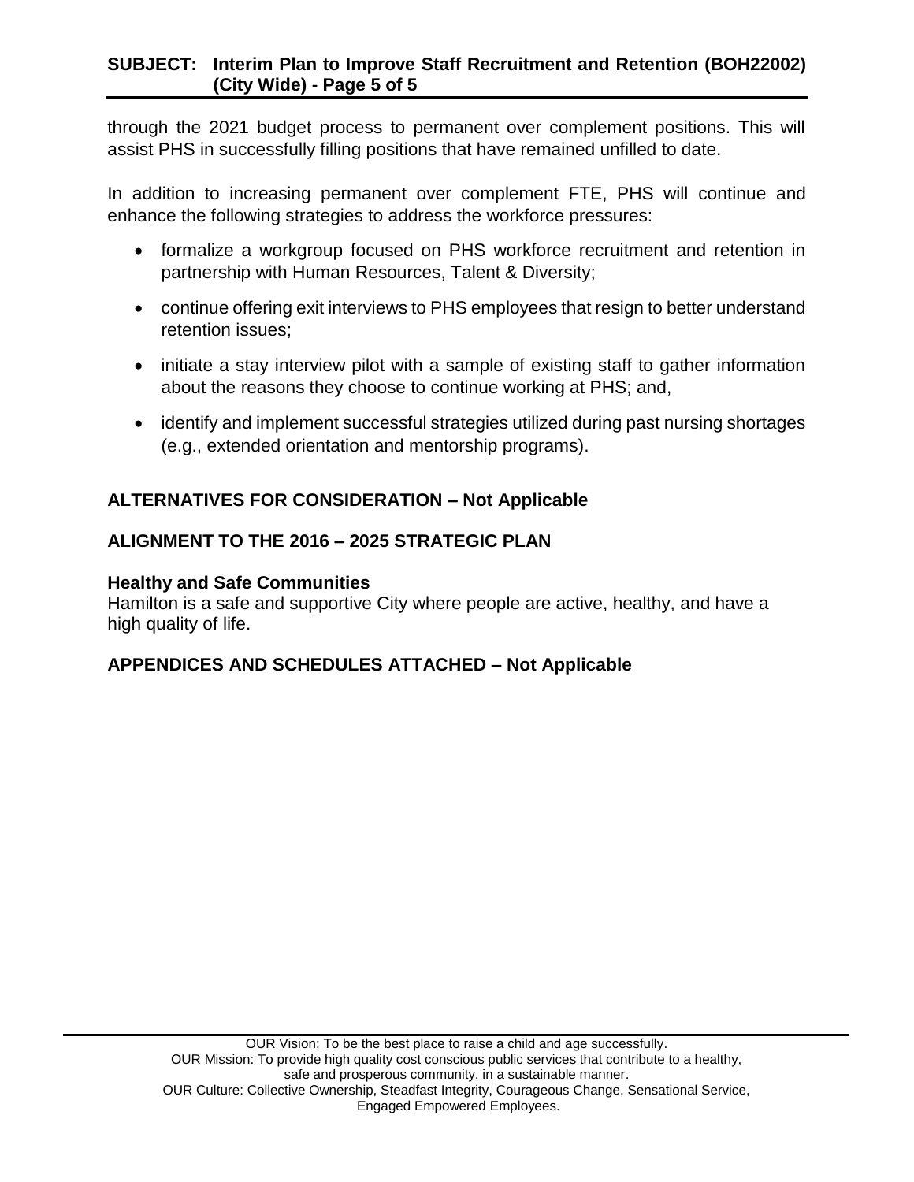through the 2021 budget process to permanent over complement positions. This will assist PHS in successfully filling positions that have remained unfilled to date.

In addition to increasing permanent over complement FTE, PHS will continue and enhance the following strategies to address the workforce pressures:

- formalize a workgroup focused on PHS workforce recruitment and retention in partnership with Human Resources, Talent & Diversity;
- continue offering exit interviews to PHS employees that resign to better understand retention issues;
- initiate a stay interview pilot with a sample of existing staff to gather information about the reasons they choose to continue working at PHS; and,
- identify and implement successful strategies utilized during past nursing shortages (e.g., extended orientation and mentorship programs).

## ALTERNATIVES FOR CONSIDERATION – Not Applicable

## ALIGNMENT TO THE 2016 – 2025 STRATEGIC PLAN

### Healthy and Safe Communities

Hamilton is a safe and supportive City where people are active, healthy, and have a high quality of life.

## APPENDICES AND SCHEDULES ATTACHED – Not Applicable